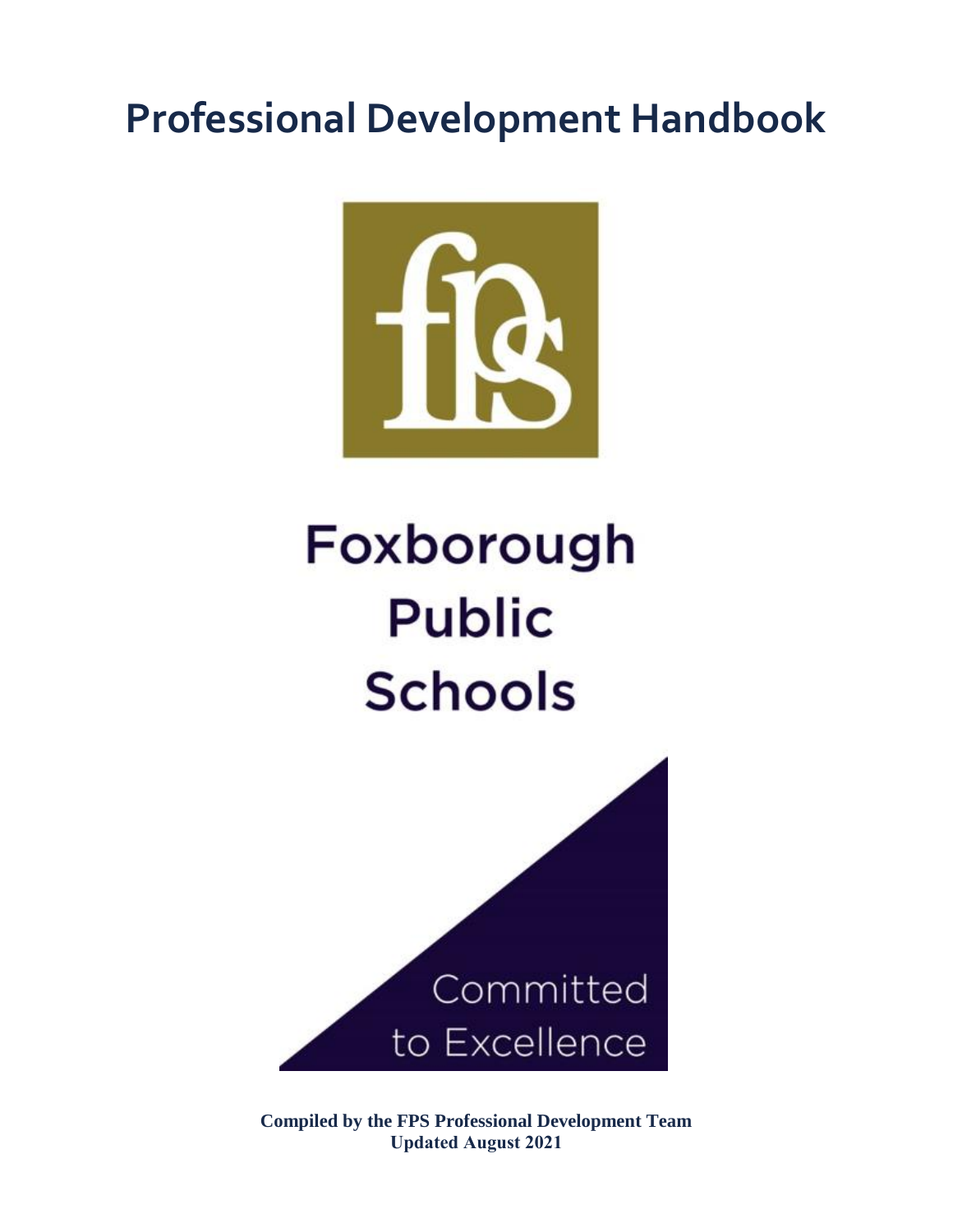# Professional Development Handbook

Foxborough Public Schools

Committed to Excellence

**Compiled by the FPS Professional Development Team**
**Updated August 2021**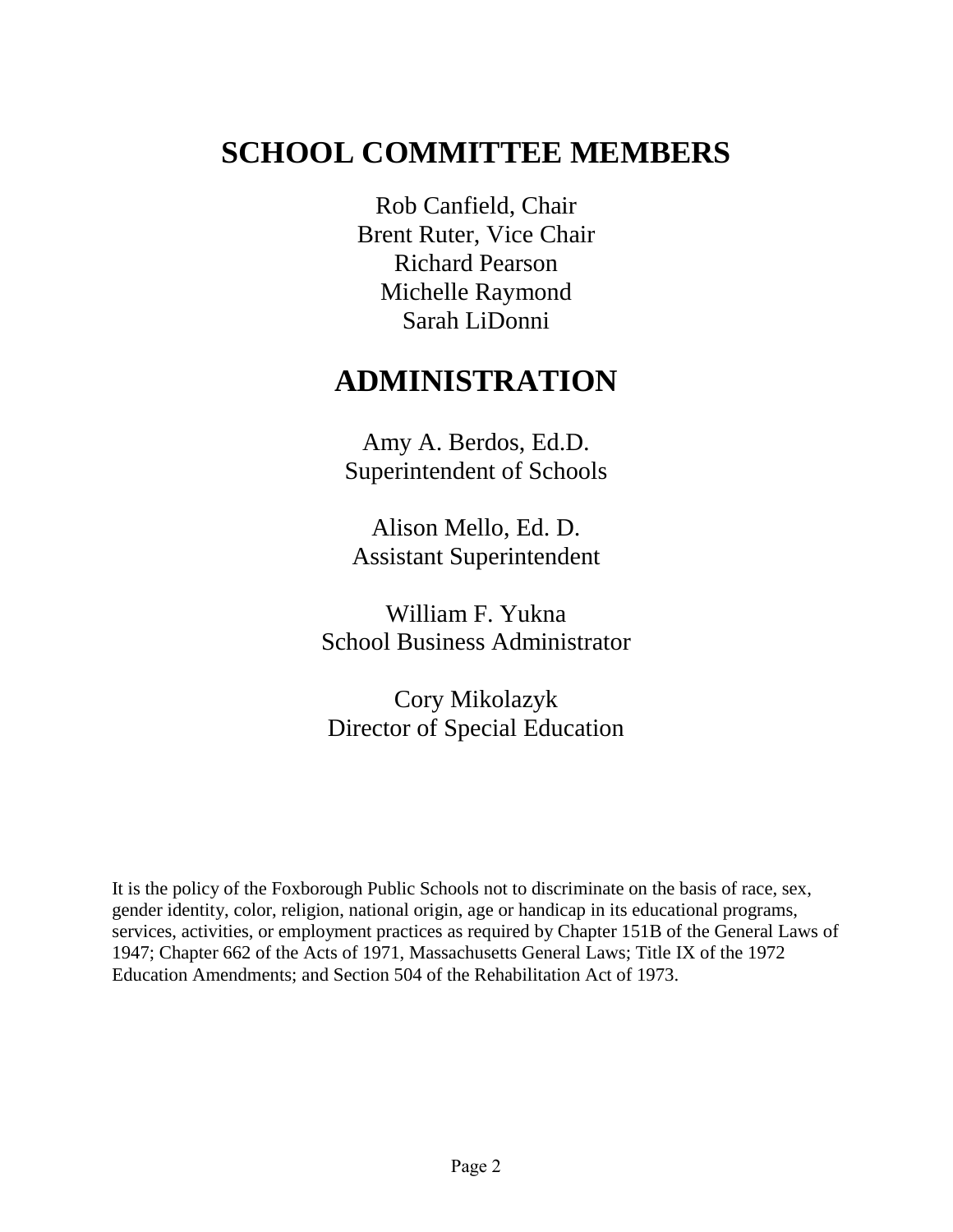# SCHOOL COMMITTEE MEMBERS

Rob Canfield, Chair
Brent Ruter, Vice Chair
Richard Pearson
Michelle Raymond
Sarah LiDonni

# ADMINISTRATION

Amy A. Berdos, Ed.D.
Superintendent of Schools

Alison Mello, Ed. D.
Assistant Superintendent

William F. Yukna
School Business Administrator

Cory Mikolazyk
Director of Special Education

It is the policy of the Foxborough Public Schools not to discriminate on the basis of race, sex, gender identity, color, religion, national origin, age or handicap in its educational programs, services, activities, or employment practices as required by Chapter 151B of the General Laws of 1947; Chapter 662 of the Acts of 1971, Massachusetts General Laws; Title IX of the 1972 Education Amendments; and Section 504 of the Rehabilitation Act of 1973.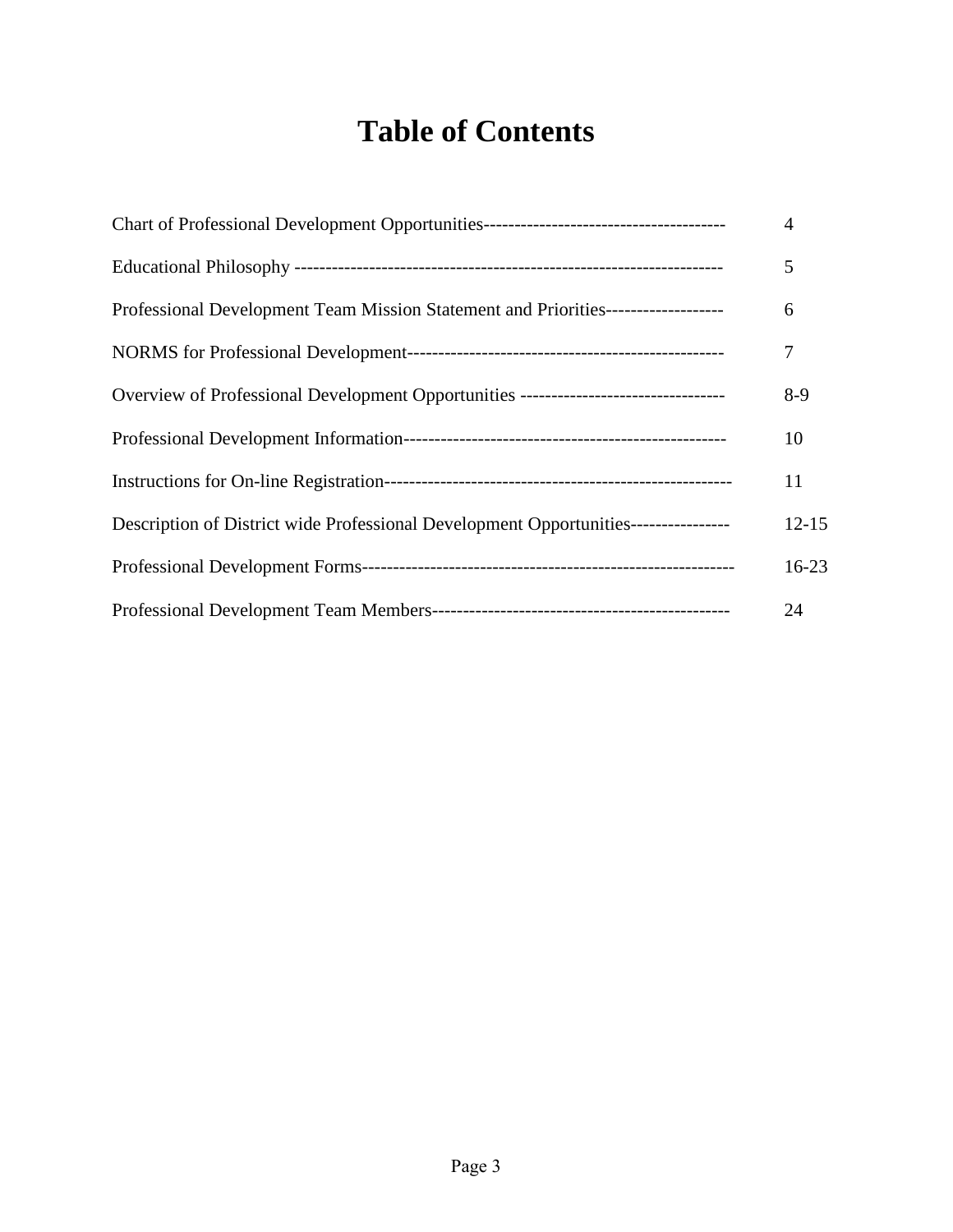# Table of Contents

| | |
|---|---|
| Chart of Professional Development Opportunities | 4 |
| Educational Philosophy | 5 |
| Professional Development Team Mission Statement and Priorities | 6 |
| NORMS for Professional Development | 7 |
| Overview of Professional Development Opportunities | 8-9 |
| Professional Development Information | 10 |
| Instructions for On-line Registration | 11 |
| Description of District wide Professional Development Opportunities | 12-15 |
| Professional Development Forms | 16-23 |
| Professional Development Team Members | 24 |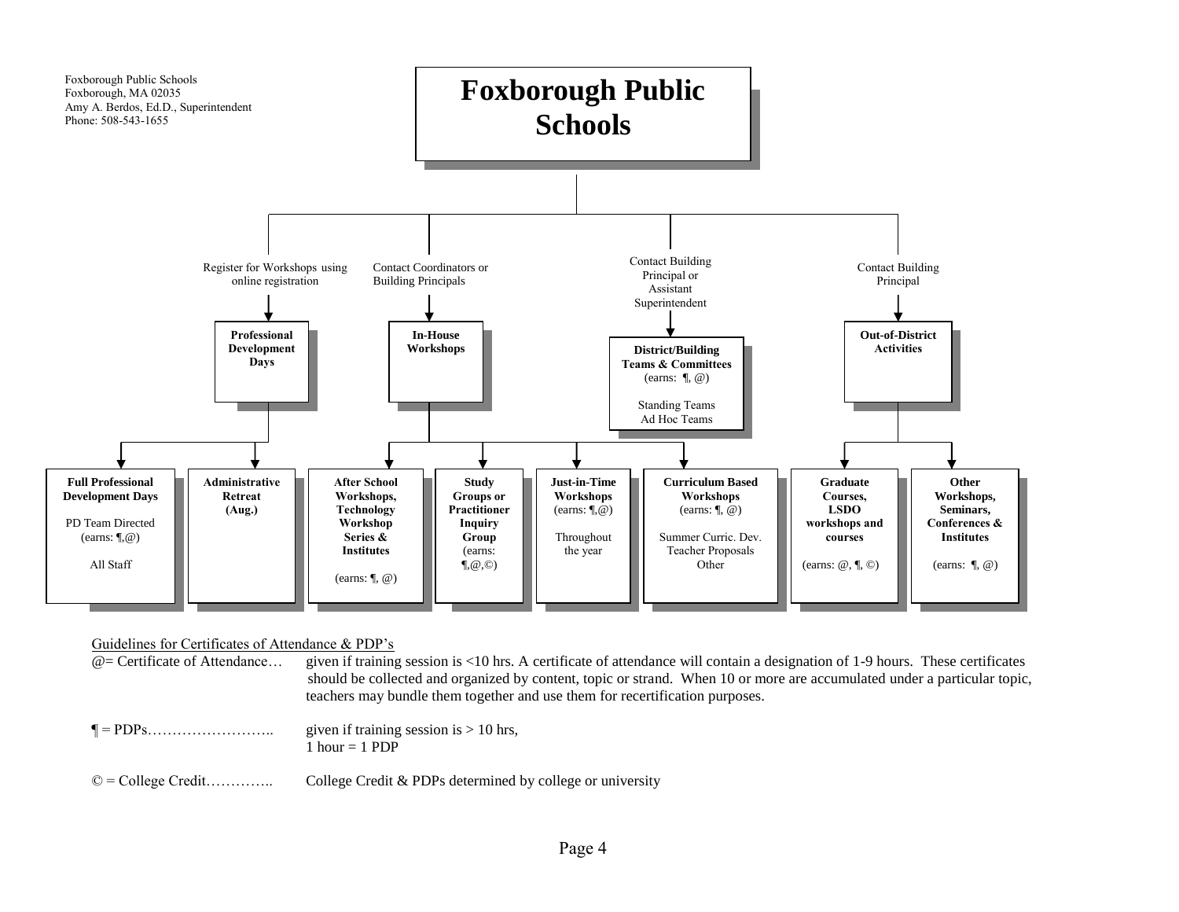Foxborough Public Schools
Foxborough, MA 02035
Amy A. Berdos, Ed.D., Superintendent
Phone: 508-543-1655

# Foxborough Public Schools

- **Professional Development Days** — Register for Workshops using online registration
  - **Full Professional Development Days** — PD Team Directed (earns: ¶,@) — All Staff
  - **Administrative Retreat (Aug.)**
- **In-House Workshops** — Contact Coordinators or Building Principals
  - **After School Workshops, Technology Workshop Series & Institutes** (earns: ¶, @)
  - **Study Groups or Practitioner Inquiry Group** (earns: ¶,@,©)
  - **Just-in-Time Workshops** (earns: ¶,@) — Throughout the year
  - **Curriculum Based Workshops** (earns: ¶, @) — Summer Curric. Dev., Teacher Proposals, Other
- **District/Building Teams & Committees** (earns: ¶, @) — Contact Building Principal or Assistant Superintendent
  - Standing Teams
  - Ad Hoc Teams
- **Out-of-District Activities** — Contact Building Principal
  - **Graduate Courses, LSDO workshops and courses** (earns: @, ¶, ©)
  - **Other Workshops, Seminars, Conferences & Institutes** (earns: ¶, @)

Guidelines for Certificates of Attendance & PDP's

@= Certificate of Attendance… given if training session is <10 hrs. A certificate of attendance will contain a designation of 1-9 hours. These certificates should be collected and organized by content, topic or strand. When 10 or more are accumulated under a particular topic, teachers may bundle them together and use them for recertification purposes.

¶ = PDPs…………………….. given if training session is > 10 hrs,
1 hour = 1 PDP

© = College Credit………….. College Credit & PDPs determined by college or university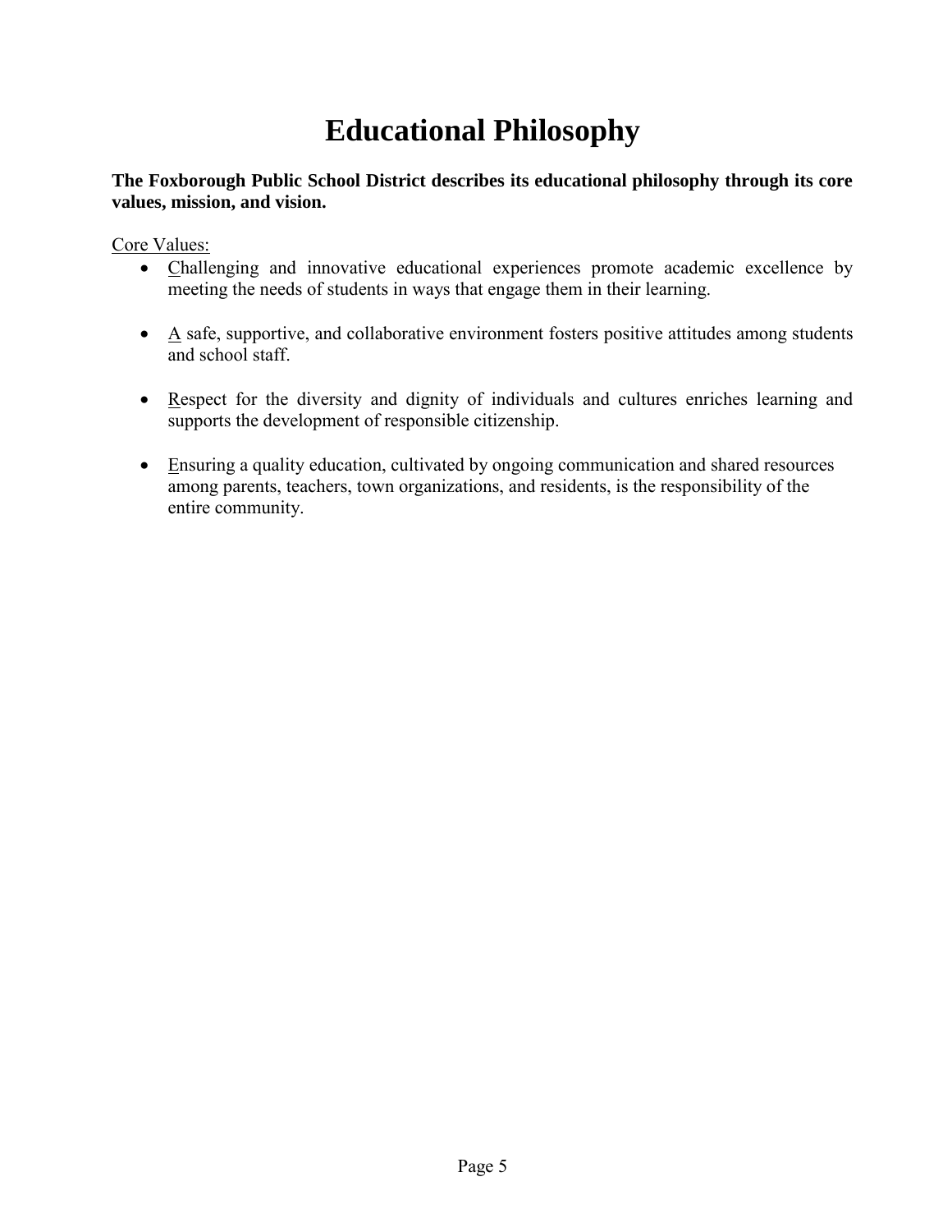# Educational Philosophy

**The Foxborough Public School District describes its educational philosophy through its core values, mission, and vision.**

Core Values:

- Challenging and innovative educational experiences promote academic excellence by meeting the needs of students in ways that engage them in their learning.

- A safe, supportive, and collaborative environment fosters positive attitudes among students and school staff.

- Respect for the diversity and dignity of individuals and cultures enriches learning and supports the development of responsible citizenship.

- Ensuring a quality education, cultivated by ongoing communication and shared resources among parents, teachers, town organizations, and residents, is the responsibility of the entire community.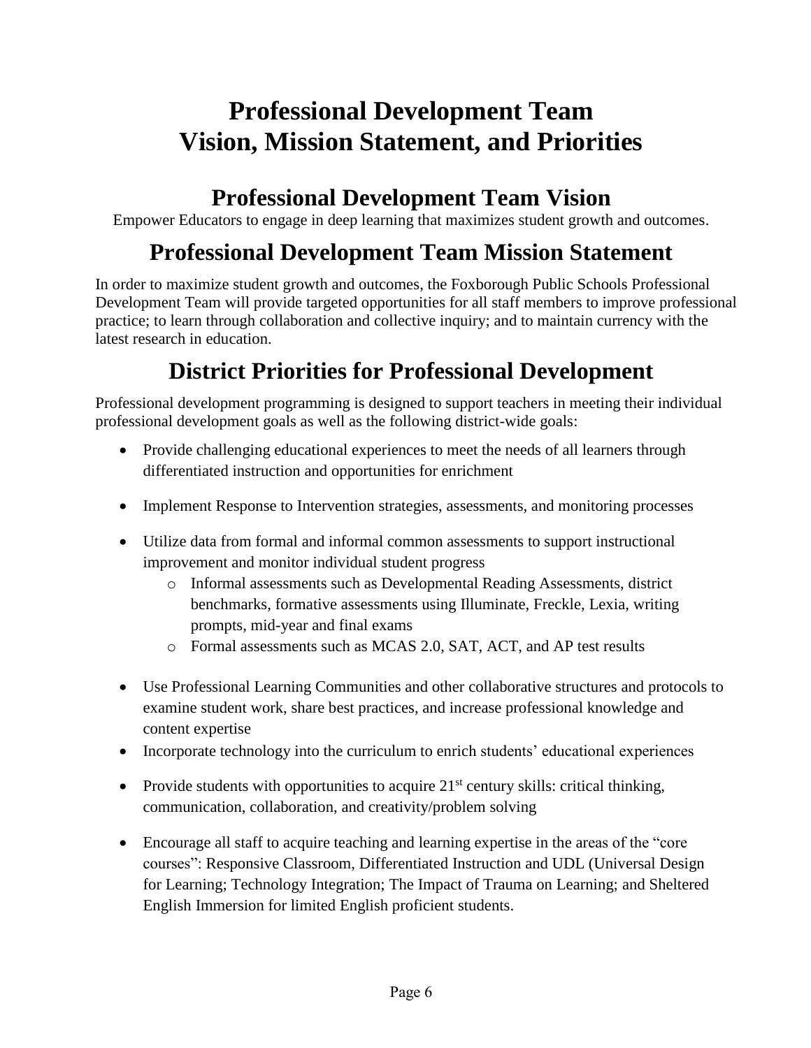# Professional Development Team Vision, Mission Statement, and Priorities

## Professional Development Team Vision

Empower Educators to engage in deep learning that maximizes student growth and outcomes.

## Professional Development Team Mission Statement

In order to maximize student growth and outcomes, the Foxborough Public Schools Professional Development Team will provide targeted opportunities for all staff members to improve professional practice; to learn through collaboration and collective inquiry; and to maintain currency with the latest research in education.

## District Priorities for Professional Development

Professional development programming is designed to support teachers in meeting their individual professional development goals as well as the following district-wide goals:

- Provide challenging educational experiences to meet the needs of all learners through differentiated instruction and opportunities for enrichment
- Implement Response to Intervention strategies, assessments, and monitoring processes
- Utilize data from formal and informal common assessments to support instructional improvement and monitor individual student progress
  - Informal assessments such as Developmental Reading Assessments, district benchmarks, formative assessments using Illuminate, Freckle, Lexia, writing prompts, mid-year and final exams
  - Formal assessments such as MCAS 2.0, SAT, ACT, and AP test results
- Use Professional Learning Communities and other collaborative structures and protocols to examine student work, share best practices, and increase professional knowledge and content expertise
- Incorporate technology into the curriculum to enrich students' educational experiences
- Provide students with opportunities to acquire 21st century skills: critical thinking, communication, collaboration, and creativity/problem solving
- Encourage all staff to acquire teaching and learning expertise in the areas of the "core courses": Responsive Classroom, Differentiated Instruction and UDL (Universal Design for Learning; Technology Integration; The Impact of Trauma on Learning; and Sheltered English Immersion for limited English proficient students.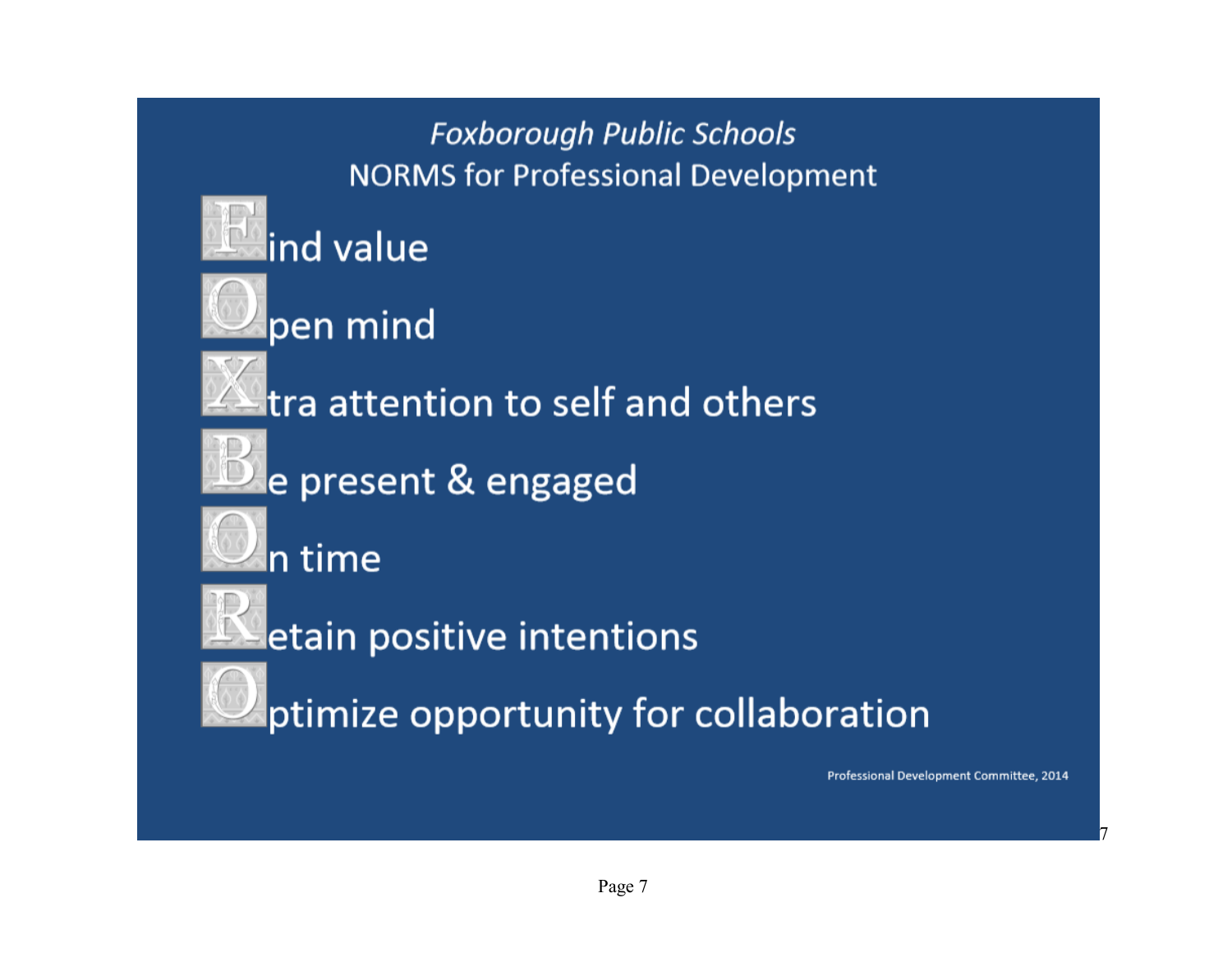*Foxborough Public Schools*

NORMS for Professional Development

**F**ind value

**O**pen mind

**X**tra attention to self and others

**B**e present & engaged

**O**n time

**R**etain positive intentions

**O**ptimize opportunity for collaboration

Professional Development Committee, 2014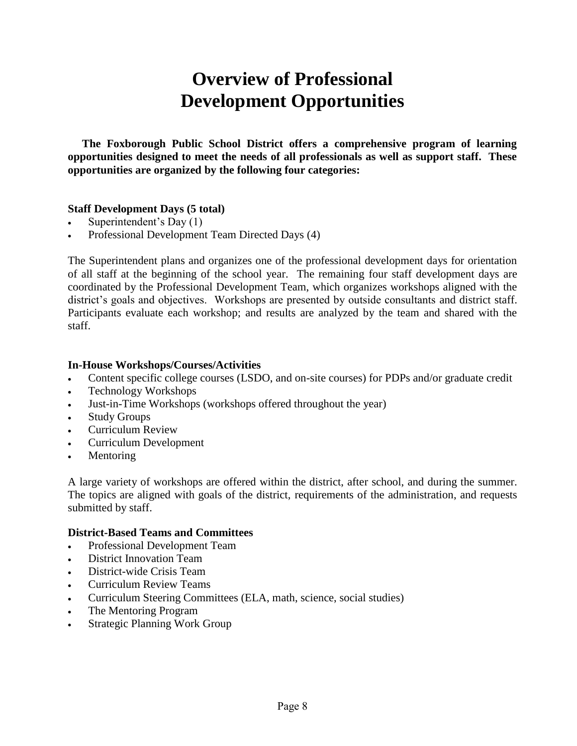# Overview of Professional Development Opportunities

**The Foxborough Public School District offers a comprehensive program of learning opportunities designed to meet the needs of all professionals as well as support staff. These opportunities are organized by the following four categories:**

**Staff Development Days (5 total)**

- Superintendent's Day (1)
- Professional Development Team Directed Days (4)

The Superintendent plans and organizes one of the professional development days for orientation of all staff at the beginning of the school year. The remaining four staff development days are coordinated by the Professional Development Team, which organizes workshops aligned with the district's goals and objectives. Workshops are presented by outside consultants and district staff. Participants evaluate each workshop; and results are analyzed by the team and shared with the staff.

**In-House Workshops/Courses/Activities**

- Content specific college courses (LSDO, and on-site courses) for PDPs and/or graduate credit
- Technology Workshops
- Just-in-Time Workshops (workshops offered throughout the year)
- Study Groups
- Curriculum Review
- Curriculum Development
- Mentoring

A large variety of workshops are offered within the district, after school, and during the summer. The topics are aligned with goals of the district, requirements of the administration, and requests submitted by staff.

**District-Based Teams and Committees**

- Professional Development Team
- District Innovation Team
- District-wide Crisis Team
- Curriculum Review Teams
- Curriculum Steering Committees (ELA, math, science, social studies)
- The Mentoring Program
- Strategic Planning Work Group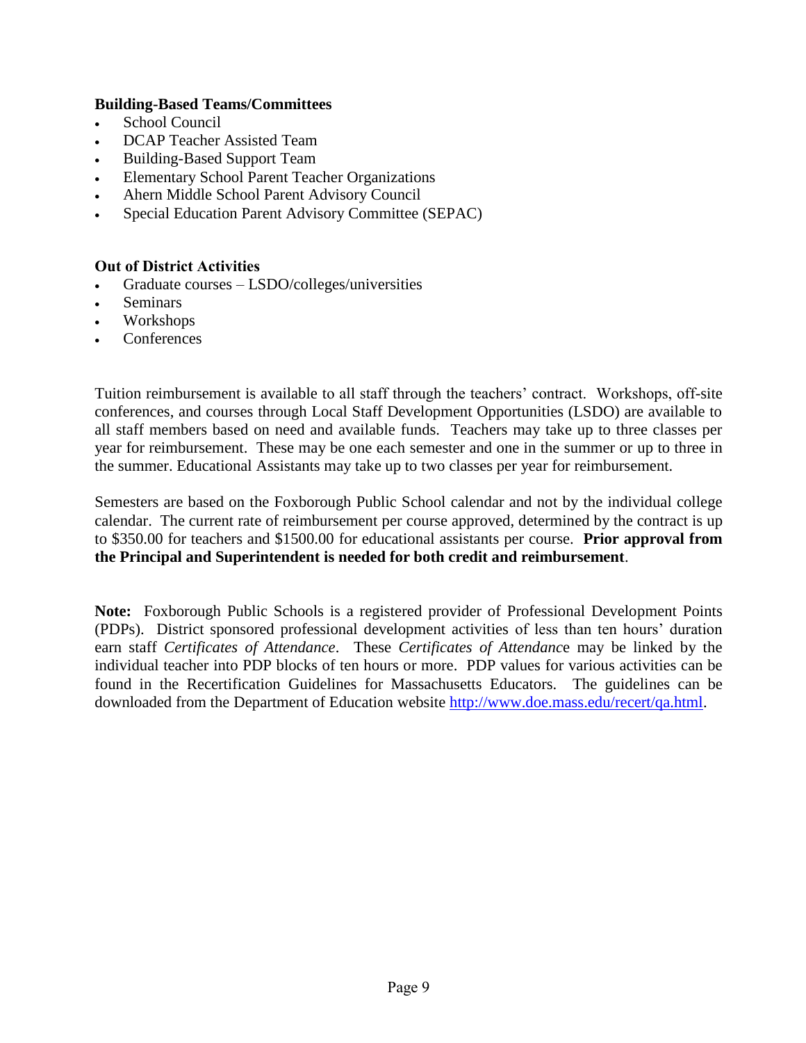**Building-Based Teams/Committees**

- School Council
- DCAP Teacher Assisted Team
- Building-Based Support Team
- Elementary School Parent Teacher Organizations
- Ahern Middle School Parent Advisory Council
- Special Education Parent Advisory Committee (SEPAC)

**Out of District Activities**

- Graduate courses – LSDO/colleges/universities
- Seminars
- Workshops
- Conferences

Tuition reimbursement is available to all staff through the teachers' contract. Workshops, off-site conferences, and courses through Local Staff Development Opportunities (LSDO) are available to all staff members based on need and available funds. Teachers may take up to three classes per year for reimbursement. These may be one each semester and one in the summer or up to three in the summer. Educational Assistants may take up to two classes per year for reimbursement.

Semesters are based on the Foxborough Public School calendar and not by the individual college calendar. The current rate of reimbursement per course approved, determined by the contract is up to $350.00 for teachers and $1500.00 for educational assistants per course. **Prior approval from the Principal and Superintendent is needed for both credit and reimbursement**.

**Note:** Foxborough Public Schools is a registered provider of Professional Development Points (PDPs). District sponsored professional development activities of less than ten hours' duration earn staff *Certificates of Attendance*. These *Certificates of Attendance* may be linked by the individual teacher into PDP blocks of ten hours or more. PDP values for various activities can be found in the Recertification Guidelines for Massachusetts Educators. The guidelines can be downloaded from the Department of Education website [http://www.doe.mass.edu/recert/qa.html](http://www.doe.mass.edu/recert/qa.html).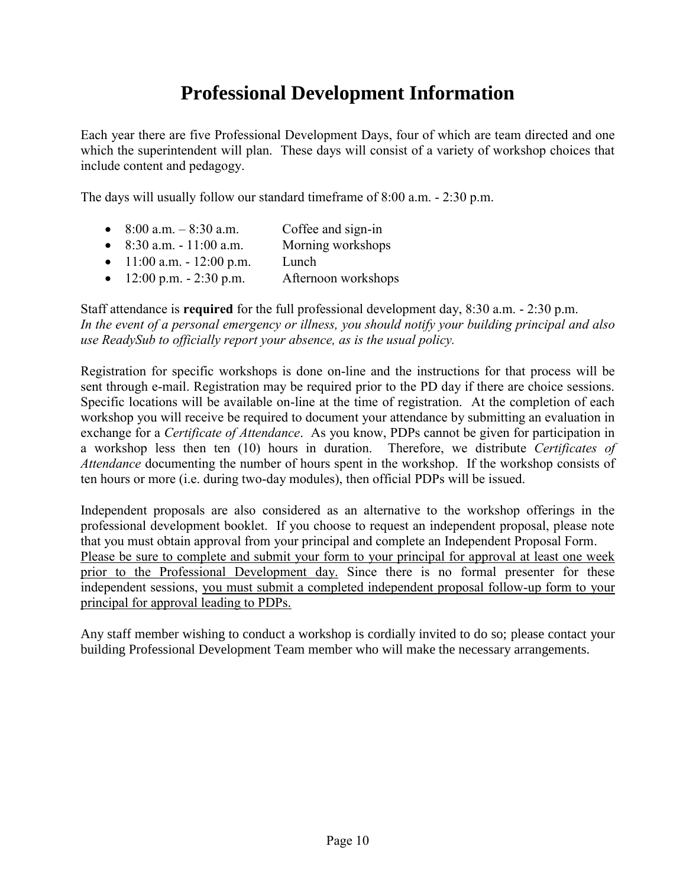# Professional Development Information

Each year there are five Professional Development Days, four of which are team directed and one which the superintendent will plan. These days will consist of a variety of workshop choices that include content and pedagogy.

The days will usually follow our standard timeframe of 8:00 a.m. - 2:30 p.m.

- 8:00 a.m. – 8:30 a.m. Coffee and sign-in
- 8:30 a.m. - 11:00 a.m. Morning workshops
- 11:00 a.m. - 12:00 p.m. Lunch
- 12:00 p.m. - 2:30 p.m. Afternoon workshops

Staff attendance is **required** for the full professional development day, 8:30 a.m. - 2:30 p.m. *In the event of a personal emergency or illness, you should notify your building principal and also use ReadySub to officially report your absence, as is the usual policy.*

Registration for specific workshops is done on-line and the instructions for that process will be sent through e-mail. Registration may be required prior to the PD day if there are choice sessions. Specific locations will be available on-line at the time of registration. At the completion of each workshop you will receive be required to document your attendance by submitting an evaluation in exchange for a *Certificate of Attendance*. As you know, PDPs cannot be given for participation in a workshop less then ten (10) hours in duration. Therefore, we distribute *Certificates of Attendance* documenting the number of hours spent in the workshop. If the workshop consists of ten hours or more (i.e. during two-day modules), then official PDPs will be issued.

Independent proposals are also considered as an alternative to the workshop offerings in the professional development booklet. If you choose to request an independent proposal, please note that you must obtain approval from your principal and complete an Independent Proposal Form. Please be sure to complete and submit your form to your principal for approval at least one week prior to the Professional Development day. Since there is no formal presenter for these independent sessions, you must submit a completed independent proposal follow-up form to your principal for approval leading to PDPs.

Any staff member wishing to conduct a workshop is cordially invited to do so; please contact your building Professional Development Team member who will make the necessary arrangements.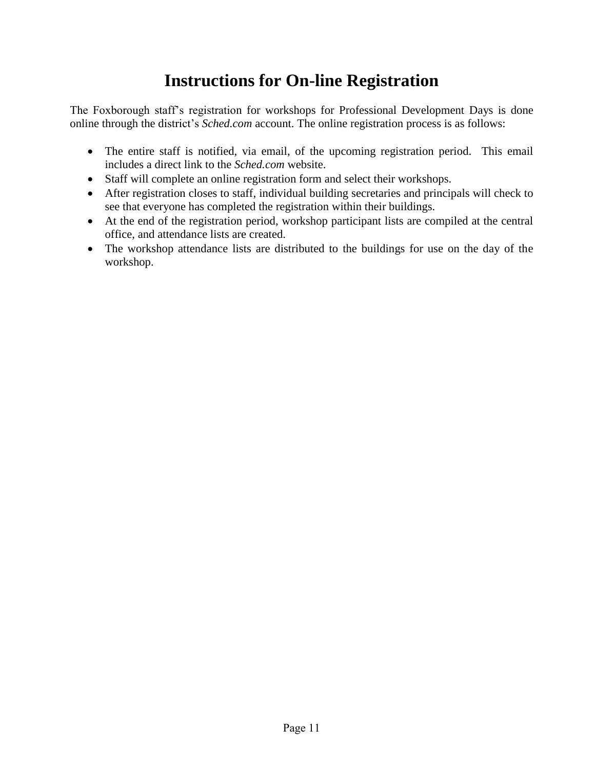# Instructions for On-line Registration

The Foxborough staff's registration for workshops for Professional Development Days is done online through the district's *Sched.com* account. The online registration process is as follows:

- The entire staff is notified, via email, of the upcoming registration period. This email includes a direct link to the *Sched.com* website.
- Staff will complete an online registration form and select their workshops.
- After registration closes to staff, individual building secretaries and principals will check to see that everyone has completed the registration within their buildings.
- At the end of the registration period, workshop participant lists are compiled at the central office, and attendance lists are created.
- The workshop attendance lists are distributed to the buildings for use on the day of the workshop.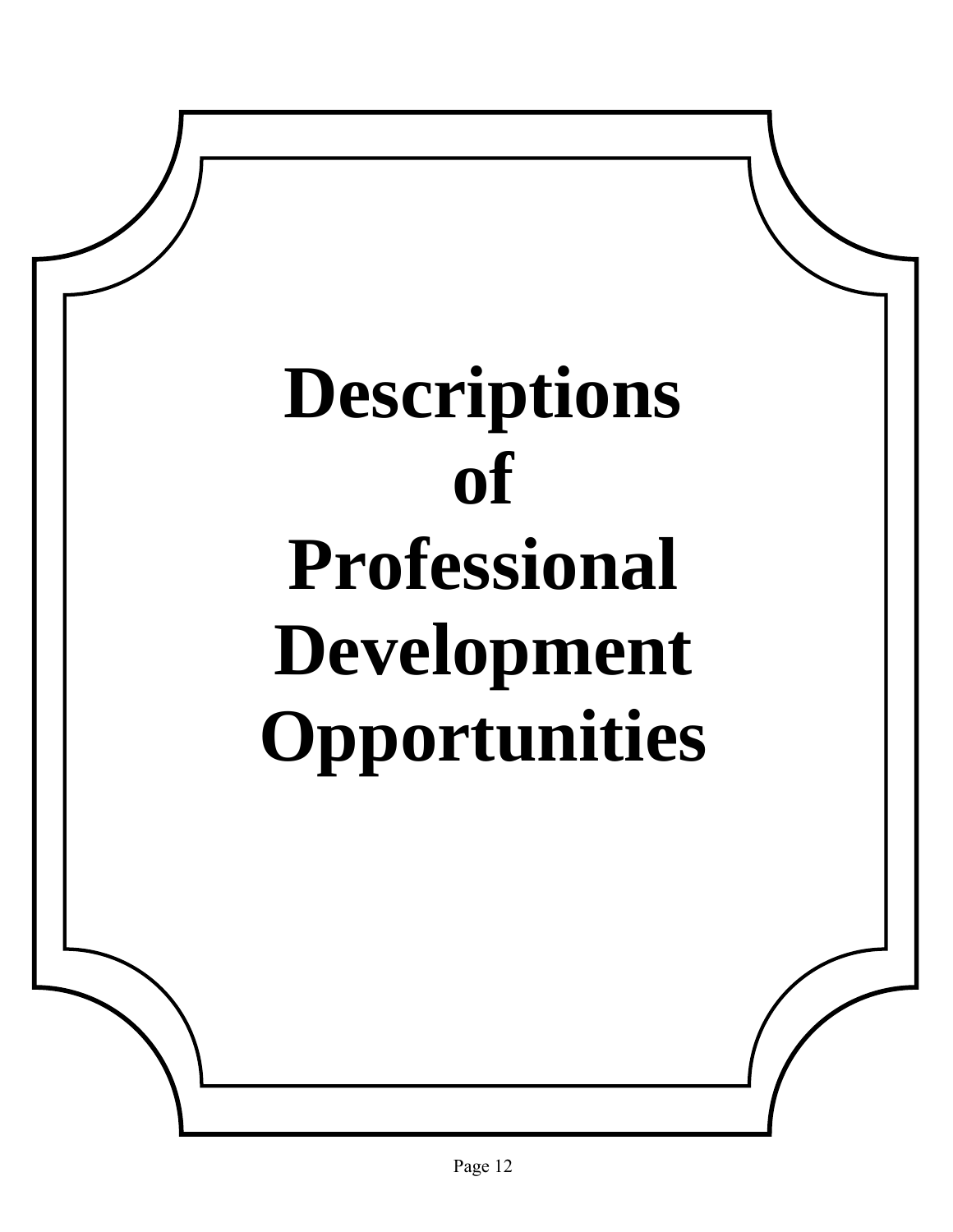# Descriptions of Professional Development Opportunities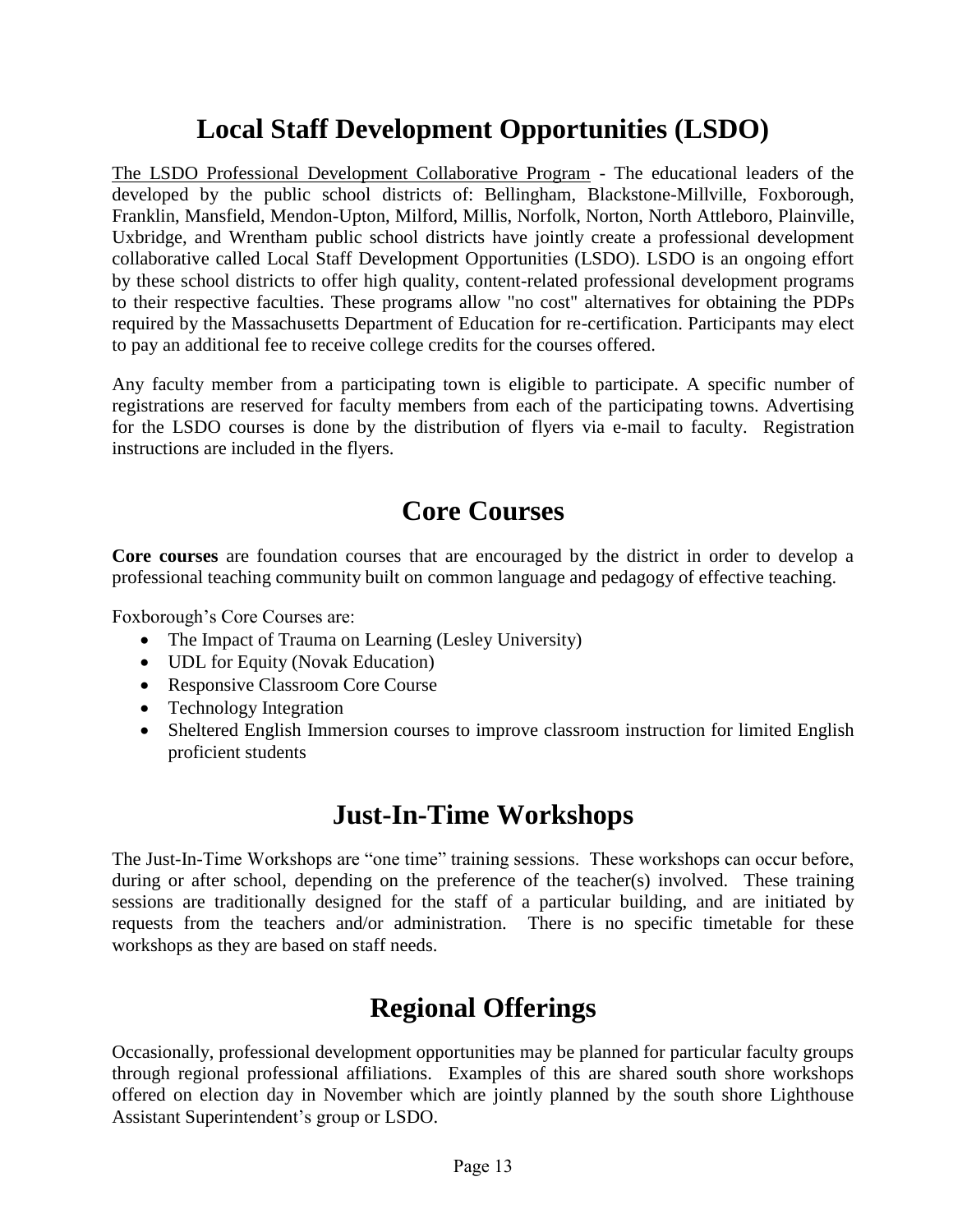# Local Staff Development Opportunities (LSDO)

The LSDO Professional Development Collaborative Program - The educational leaders of the developed by the public school districts of: Bellingham, Blackstone-Millville, Foxborough, Franklin, Mansfield, Mendon-Upton, Milford, Millis, Norfolk, Norton, North Attleboro, Plainville, Uxbridge, and Wrentham public school districts have jointly create a professional development collaborative called Local Staff Development Opportunities (LSDO). LSDO is an ongoing effort by these school districts to offer high quality, content-related professional development programs to their respective faculties. These programs allow "no cost" alternatives for obtaining the PDPs required by the Massachusetts Department of Education for re-certification. Participants may elect to pay an additional fee to receive college credits for the courses offered.

Any faculty member from a participating town is eligible to participate. A specific number of registrations are reserved for faculty members from each of the participating towns. Advertising for the LSDO courses is done by the distribution of flyers via e-mail to faculty. Registration instructions are included in the flyers.

# Core Courses

**Core courses** are foundation courses that are encouraged by the district in order to develop a professional teaching community built on common language and pedagogy of effective teaching.

Foxborough's Core Courses are:

- The Impact of Trauma on Learning (Lesley University)
- UDL for Equity (Novak Education)
- Responsive Classroom Core Course
- Technology Integration
- Sheltered English Immersion courses to improve classroom instruction for limited English proficient students

# Just-In-Time Workshops

The Just-In-Time Workshops are "one time" training sessions. These workshops can occur before, during or after school, depending on the preference of the teacher(s) involved. These training sessions are traditionally designed for the staff of a particular building, and are initiated by requests from the teachers and/or administration. There is no specific timetable for these workshops as they are based on staff needs.

# Regional Offerings

Occasionally, professional development opportunities may be planned for particular faculty groups through regional professional affiliations. Examples of this are shared south shore workshops offered on election day in November which are jointly planned by the south shore Lighthouse Assistant Superintendent's group or LSDO.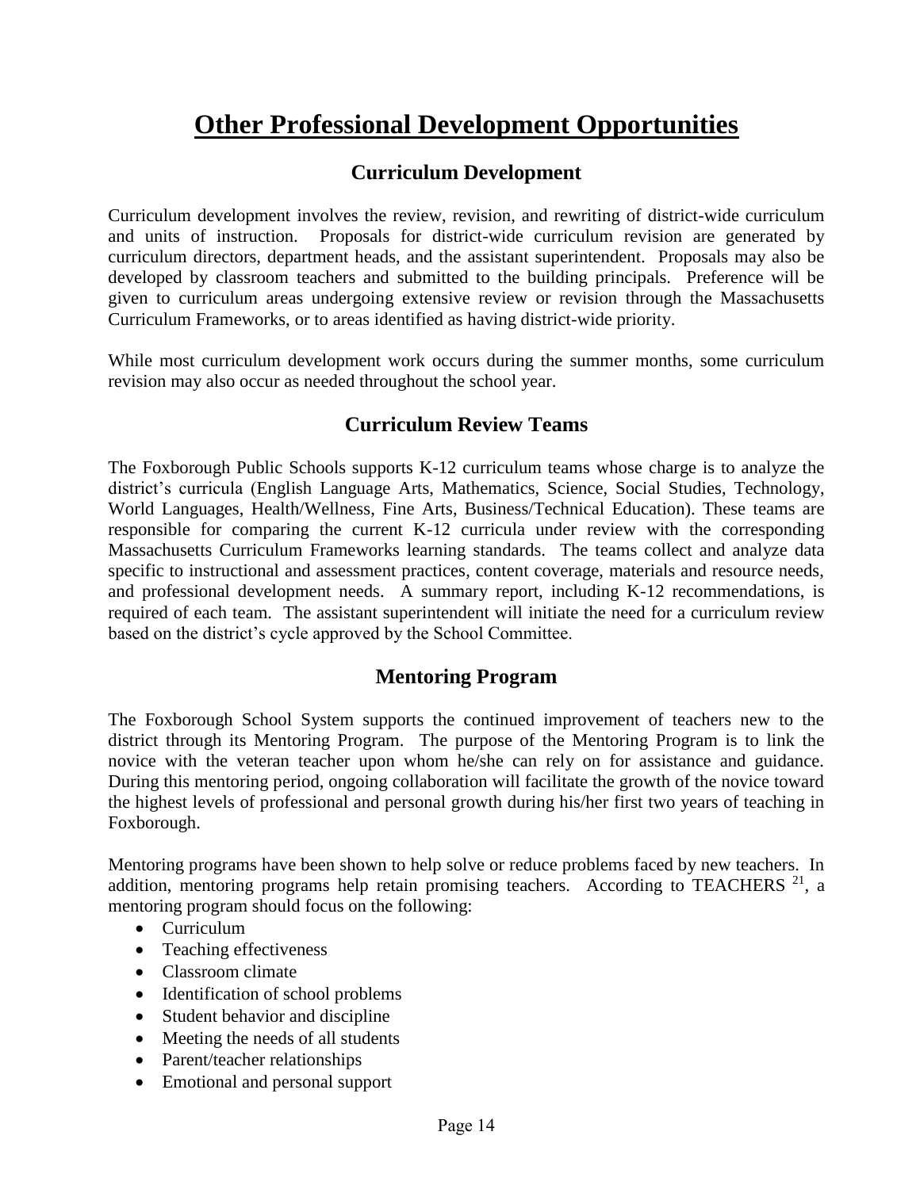# Other Professional Development Opportunities

## Curriculum Development

Curriculum development involves the review, revision, and rewriting of district-wide curriculum and units of instruction. Proposals for district-wide curriculum revision are generated by curriculum directors, department heads, and the assistant superintendent. Proposals may also be developed by classroom teachers and submitted to the building principals. Preference will be given to curriculum areas undergoing extensive review or revision through the Massachusetts Curriculum Frameworks, or to areas identified as having district-wide priority.

While most curriculum development work occurs during the summer months, some curriculum revision may also occur as needed throughout the school year.

## Curriculum Review Teams

The Foxborough Public Schools supports K-12 curriculum teams whose charge is to analyze the district's curricula (English Language Arts, Mathematics, Science, Social Studies, Technology, World Languages, Health/Wellness, Fine Arts, Business/Technical Education). These teams are responsible for comparing the current K-12 curricula under review with the corresponding Massachusetts Curriculum Frameworks learning standards. The teams collect and analyze data specific to instructional and assessment practices, content coverage, materials and resource needs, and professional development needs. A summary report, including K-12 recommendations, is required of each team. The assistant superintendent will initiate the need for a curriculum review based on the district's cycle approved by the School Committee.

## Mentoring Program

The Foxborough School System supports the continued improvement of teachers new to the district through its Mentoring Program. The purpose of the Mentoring Program is to link the novice with the veteran teacher upon whom he/she can rely on for assistance and guidance. During this mentoring period, ongoing collaboration will facilitate the growth of the novice toward the highest levels of professional and personal growth during his/her first two years of teaching in Foxborough.

Mentoring programs have been shown to help solve or reduce problems faced by new teachers. In addition, mentoring programs help retain promising teachers. According to TEACHERS [21], a mentoring program should focus on the following:

- Curriculum
- Teaching effectiveness
- Classroom climate
- Identification of school problems
- Student behavior and discipline
- Meeting the needs of all students
- Parent/teacher relationships
- Emotional and personal support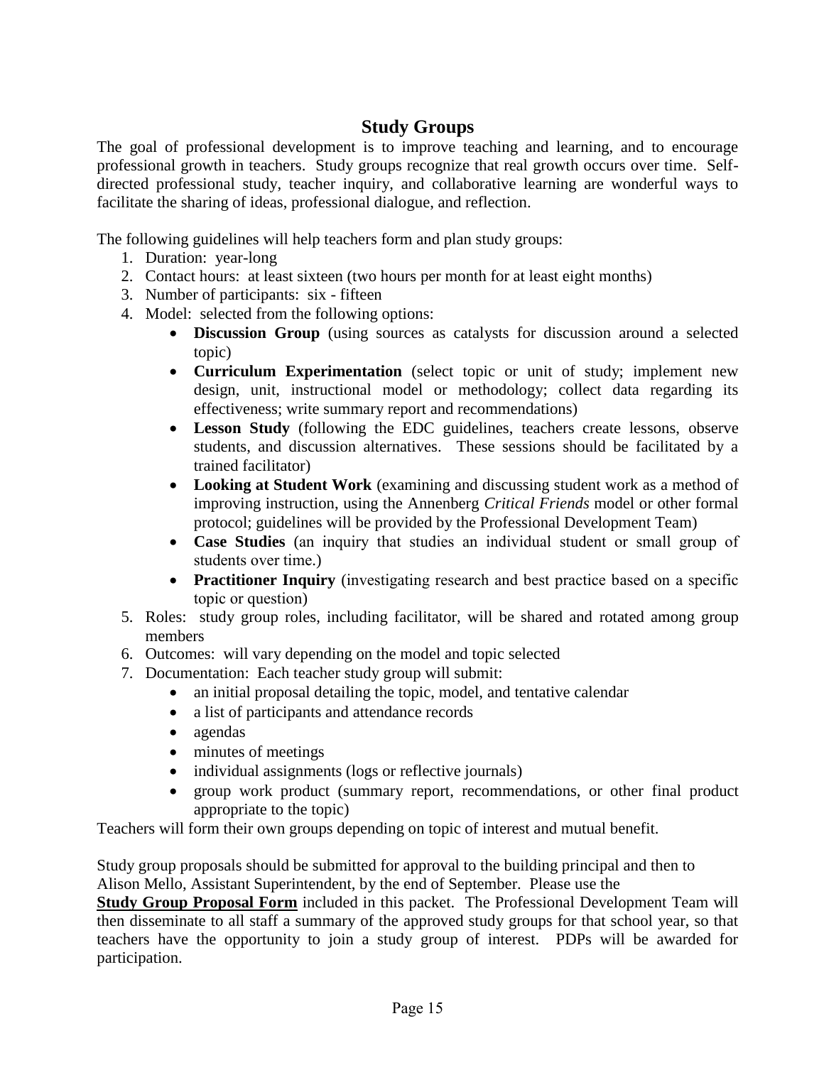## Study Groups

The goal of professional development is to improve teaching and learning, and to encourage professional growth in teachers. Study groups recognize that real growth occurs over time. Self-directed professional study, teacher inquiry, and collaborative learning are wonderful ways to facilitate the sharing of ideas, professional dialogue, and reflection.

The following guidelines will help teachers form and plan study groups:

1. Duration: year-long
2. Contact hours: at least sixteen (two hours per month for at least eight months)
3. Number of participants: six - fifteen
4. Model: selected from the following options:
   - **Discussion Group** (using sources as catalysts for discussion around a selected topic)
   - **Curriculum Experimentation** (select topic or unit of study; implement new design, unit, instructional model or methodology; collect data regarding its effectiveness; write summary report and recommendations)
   - **Lesson Study** (following the EDC guidelines, teachers create lessons, observe students, and discussion alternatives. These sessions should be facilitated by a trained facilitator)
   - **Looking at Student Work** (examining and discussing student work as a method of improving instruction, using the Annenberg *Critical Friends* model or other formal protocol; guidelines will be provided by the Professional Development Team)
   - **Case Studies** (an inquiry that studies an individual student or small group of students over time.)
   - **Practitioner Inquiry** (investigating research and best practice based on a specific topic or question)
5. Roles: study group roles, including facilitator, will be shared and rotated among group members
6. Outcomes: will vary depending on the model and topic selected
7. Documentation: Each teacher study group will submit:
   - an initial proposal detailing the topic, model, and tentative calendar
   - a list of participants and attendance records
   - agendas
   - minutes of meetings
   - individual assignments (logs or reflective journals)
   - group work product (summary report, recommendations, or other final product appropriate to the topic)

Teachers will form their own groups depending on topic of interest and mutual benefit.

Study group proposals should be submitted for approval to the building principal and then to Alison Mello, Assistant Superintendent, by the end of September. Please use the **Study Group Proposal Form** included in this packet. The Professional Development Team will then disseminate to all staff a summary of the approved study groups for that school year, so that teachers have the opportunity to join a study group of interest. PDPs will be awarded for participation.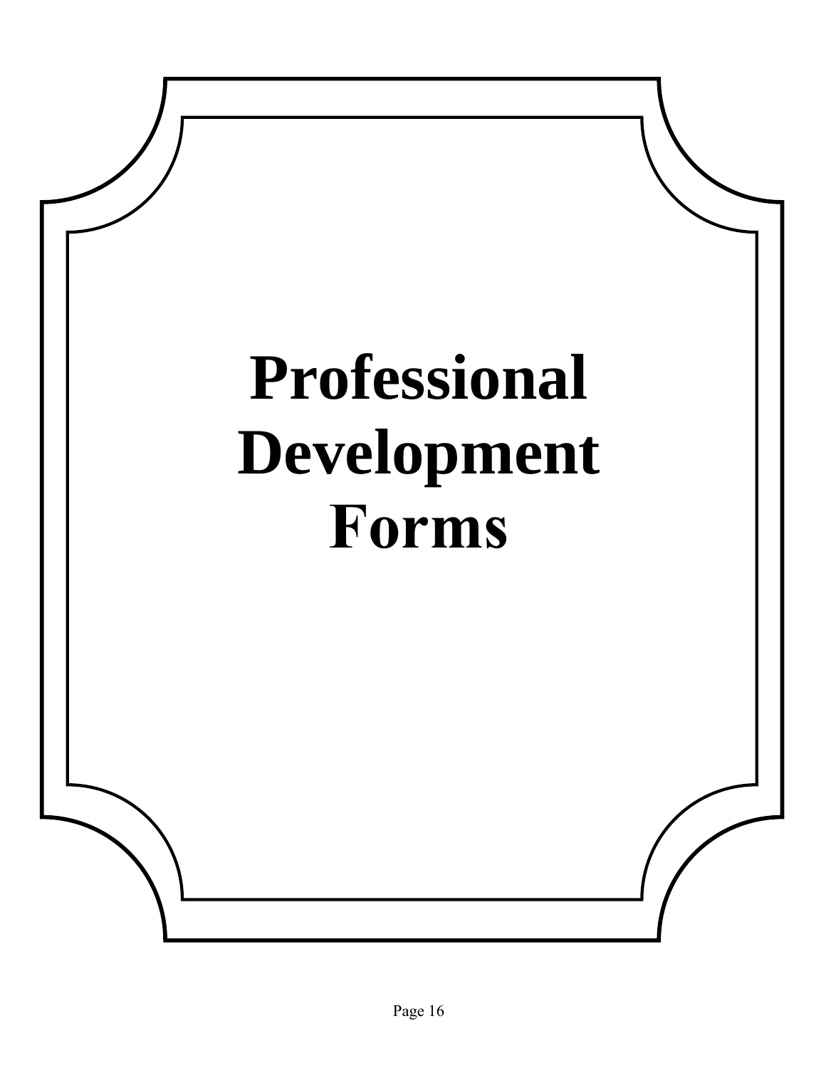# Professional Development Forms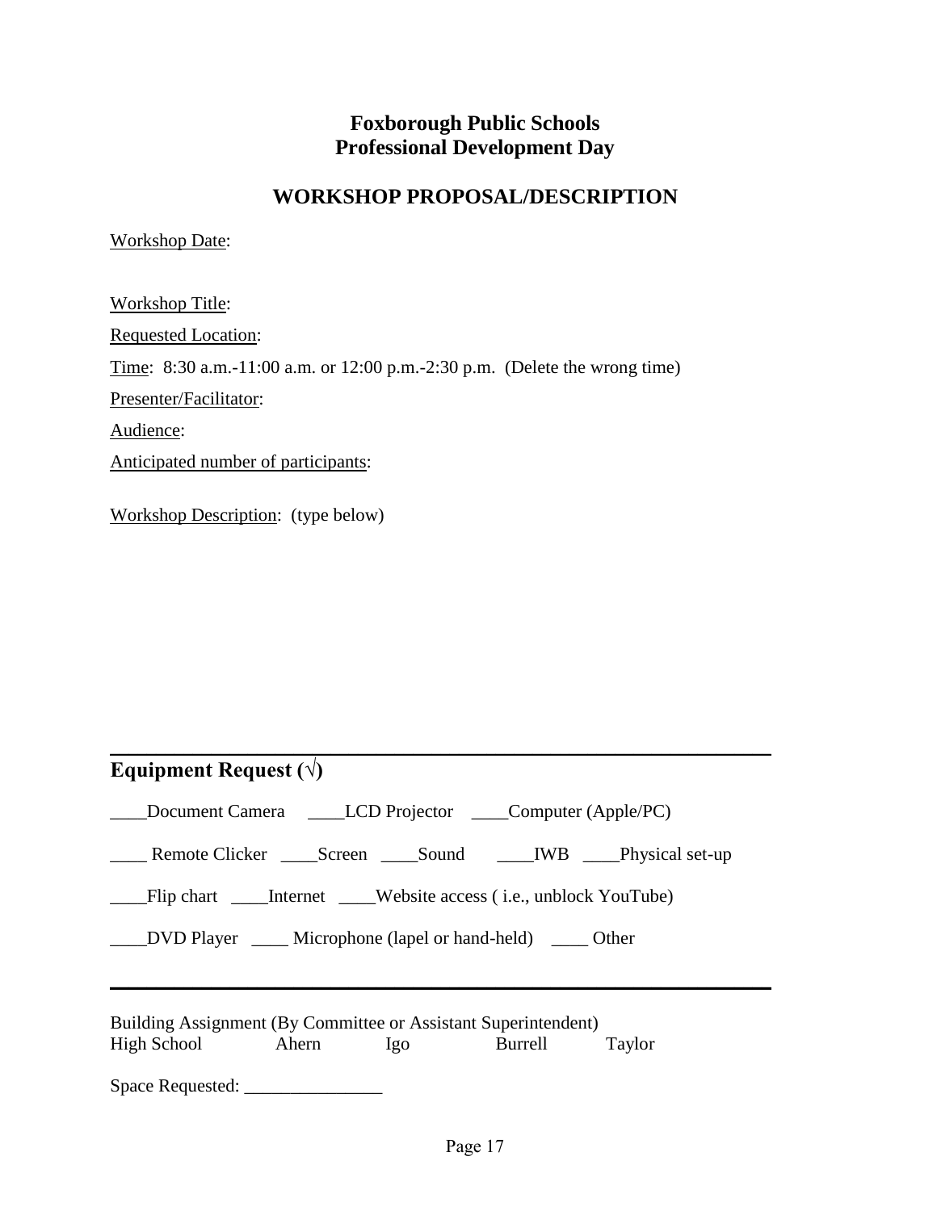# Foxborough Public Schools
# Professional Development Day

## WORKSHOP PROPOSAL/DESCRIPTION

Workshop Date:

Workshop Title:

Requested Location:

Time: 8:30 a.m.-11:00 a.m. or 12:00 p.m.-2:30 p.m. (Delete the wrong time)

Presenter/Facilitator:

Audience:

Anticipated number of participants:

Workshop Description: (type below)

---

## Equipment Request (√)

____Document Camera ____LCD Projector ____Computer (Apple/PC)

____ Remote Clicker ____Screen ____Sound ____IWB ____Physical set-up

____Flip chart ____Internet ____Website access ( i.e., unblock YouTube)

____DVD Player ____ Microphone (lapel or hand-held) ____ Other

---

Building Assignment (By Committee or Assistant Superintendent)
High School Ahern Igo Burrell Taylor

Space Requested: _______________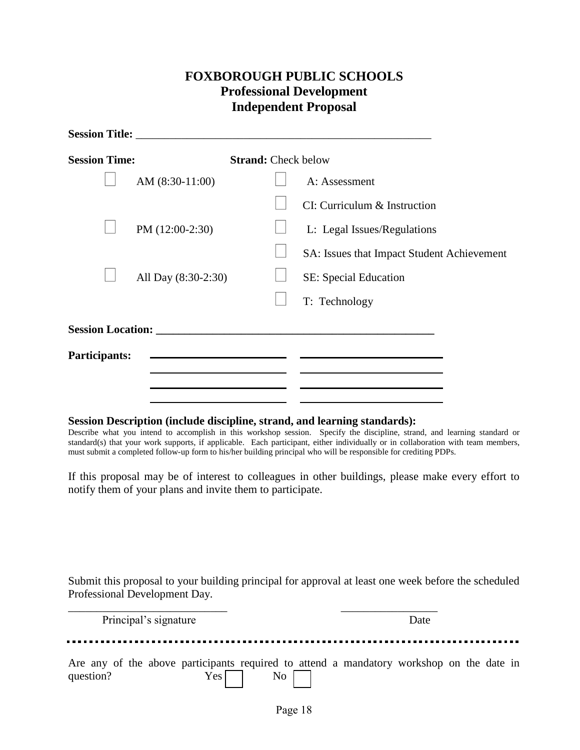# FOXBOROUGH PUBLIC SCHOOLS
## Professional Development
## Independent Proposal

**Session Title:** ____________________________________________________

| **Session Time:** | **Strand:** Check below |
|---|---|
| ☐ AM (8:30-11:00) | ☐ A: Assessment |
| | ☐ CI: Curriculum & Instruction |
| ☐ PM (12:00-2:30) | ☐ L: Legal Issues/Regulations |
| | ☐ SA: Issues that Impact Student Achievement |
| ☐ All Day (8:30-2:30) | ☐ SE: Special Education |
| | ☐ T: Technology |

**Session Location:** ____________________________________________________

**Participants:** ______________________ ______________________

______________________ ______________________

______________________ ______________________

______________________ ______________________

**Session Description (include discipline, strand, and learning standards):**

Describe what you intend to accomplish in this workshop session. Specify the discipline, strand, and learning standard or standard(s) that your work supports, if applicable. Each participant, either individually or in collaboration with team members, must submit a completed follow-up form to his/her building principal who will be responsible for crediting PDPs.

If this proposal may be of interest to colleagues in other buildings, please make every effort to notify them of your plans and invite them to participate.

Submit this proposal to your building principal for approval at least one week before the scheduled Professional Development Day.

____________________________ ________________

Principal's signature Date

---

Are any of the above participants required to attend a mandatory workshop on the date in question? Yes ☐ No ☐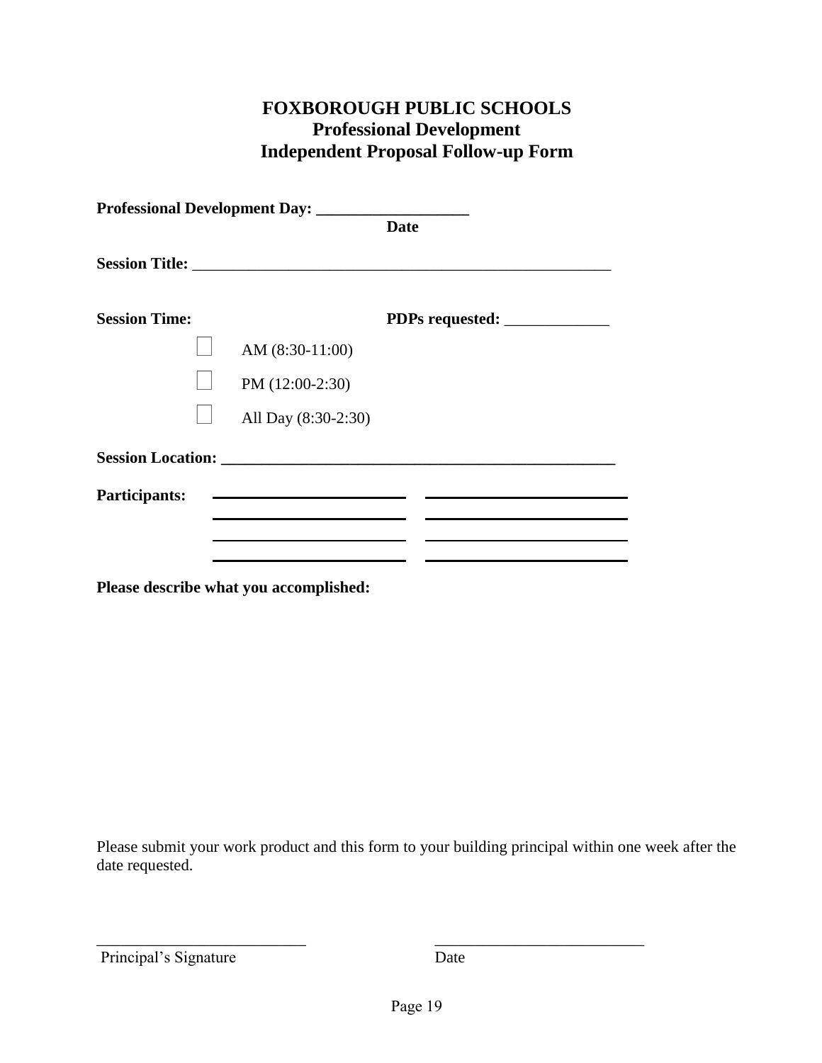# FOXBOROUGH PUBLIC SCHOOLS
## Professional Development
## Independent Proposal Follow-up Form

**Professional Development Day: ___________________**
**Date**

**Session Title:** _____________________________________________________

**Session Time:** **PDPs requested:** _____________

☐ AM (8:30-11:00)

☐ PM (12:00-2:30)

☐ All Day (8:30-2:30)

**Session Location: _______________________________________________**

**Participants:** ________________________ ________________________
________________________ ________________________
________________________ ________________________
________________________ ________________________

**Please describe what you accomplished:**

Please submit your work product and this form to your building principal within one week after the date requested.

___________________________ ___________________________
Principal's Signature Date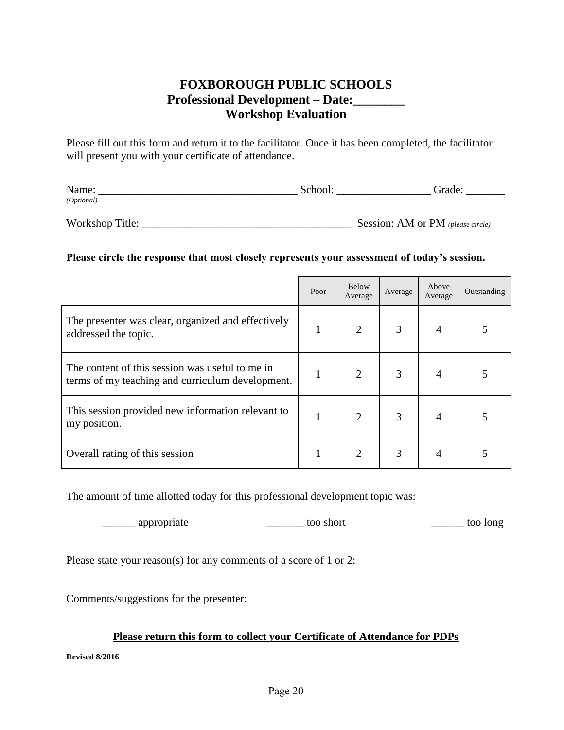# FOXBOROUGH PUBLIC SCHOOLS
## Professional Development – Date:________
## Workshop Evaluation

Please fill out this form and return it to the facilitator. Once it has been completed, the facilitator will present you with your certificate of attendance.

Name: ___________________________________ School: _________________ Grade: _______
*(Optional)*

Workshop Title: _____________________________________ Session: AM or PM *(please circle)*

**Please circle the response that most closely represents your assessment of today's session.**

| | Poor | Below Average | Average | Above Average | Outstanding |
|---|---|---|---|---|---|
| The presenter was clear, organized and effectively addressed the topic. | 1 | 2 | 3 | 4 | 5 |
| The content of this session was useful to me in terms of my teaching and curriculum development. | 1 | 2 | 3 | 4 | 5 |
| This session provided new information relevant to my position. | 1 | 2 | 3 | 4 | 5 |
| Overall rating of this session | 1 | 2 | 3 | 4 | 5 |

The amount of time allotted today for this professional development topic was:

______ appropriate _______ too short ______ too long

Please state your reason(s) for any comments of a score of 1 or 2:

Comments/suggestions for the presenter:

**<u>Please return this form to collect your Certificate of Attendance for PDPs</u>**

**Revised 8/2016**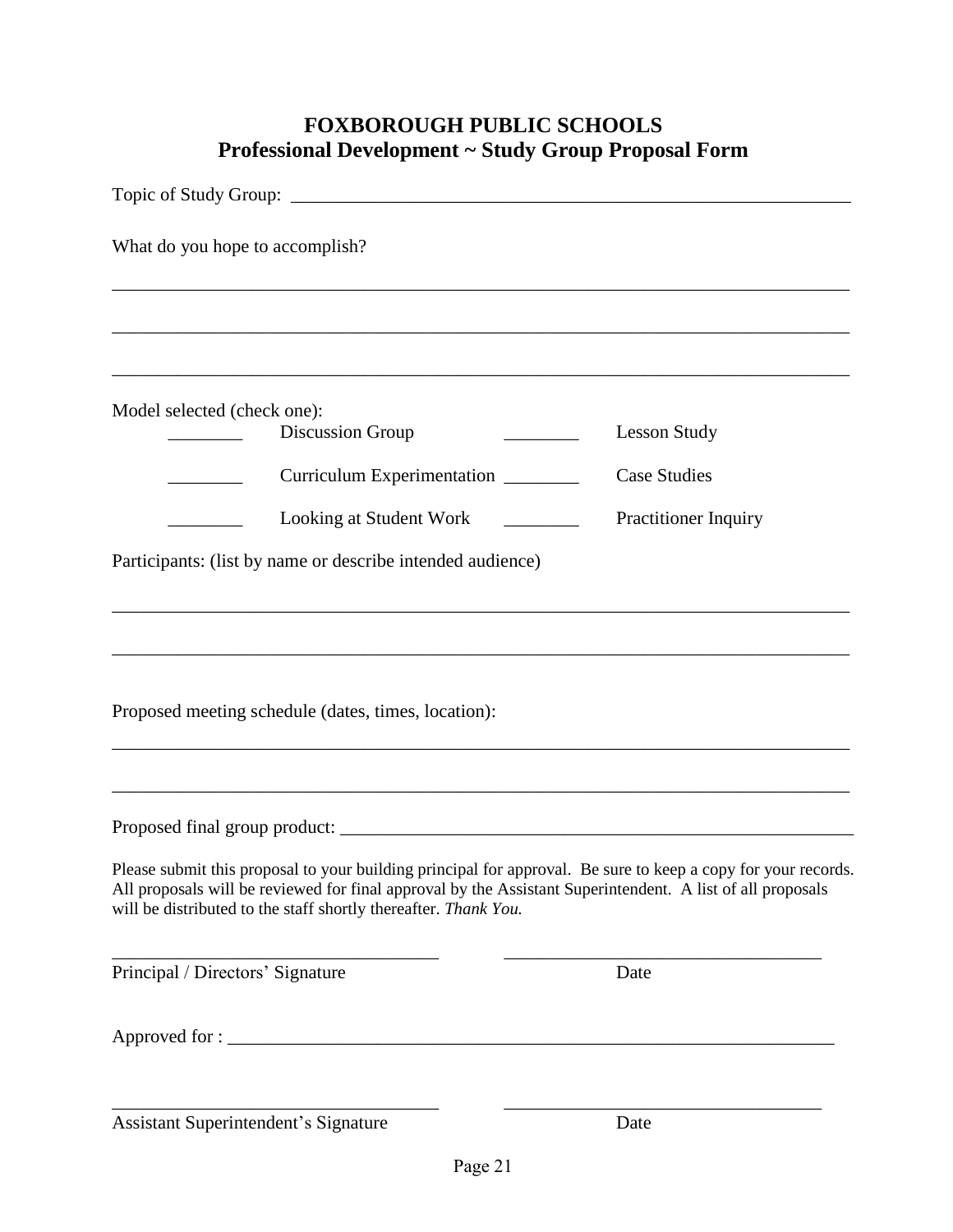# FOXBOROUGH PUBLIC SCHOOLS
## Professional Development ~ Study Group Proposal Form

Topic of Study Group: ______________________________________________________________

What do you hope to accomplish?

_____________________________________________________________________________

_____________________________________________________________________________

_____________________________________________________________________________

Model selected (check one):

| | | | |
|---|---|---|---|
| ________ | Discussion Group | ________ | Lesson Study |
| ________ | Curriculum Experimentation | ________ | Case Studies |
| ________ | Looking at Student Work | ________ | Practitioner Inquiry |

Participants: (list by name or describe intended audience)

_____________________________________________________________________________

_____________________________________________________________________________

Proposed meeting schedule (dates, times, location):

_____________________________________________________________________________

_____________________________________________________________________________

Proposed final group product: _______________________________________________________

Please submit this proposal to your building principal for approval. Be sure to keep a copy for your records. All proposals will be reviewed for final approval by the Assistant Superintendent. A list of all proposals will be distributed to the staff shortly thereafter. *Thank You.*

___________________________________ ___________________________________

Principal / Directors' Signature Date

Approved for : _________________________________________________________________

___________________________________ ___________________________________

Assistant Superintendent's Signature Date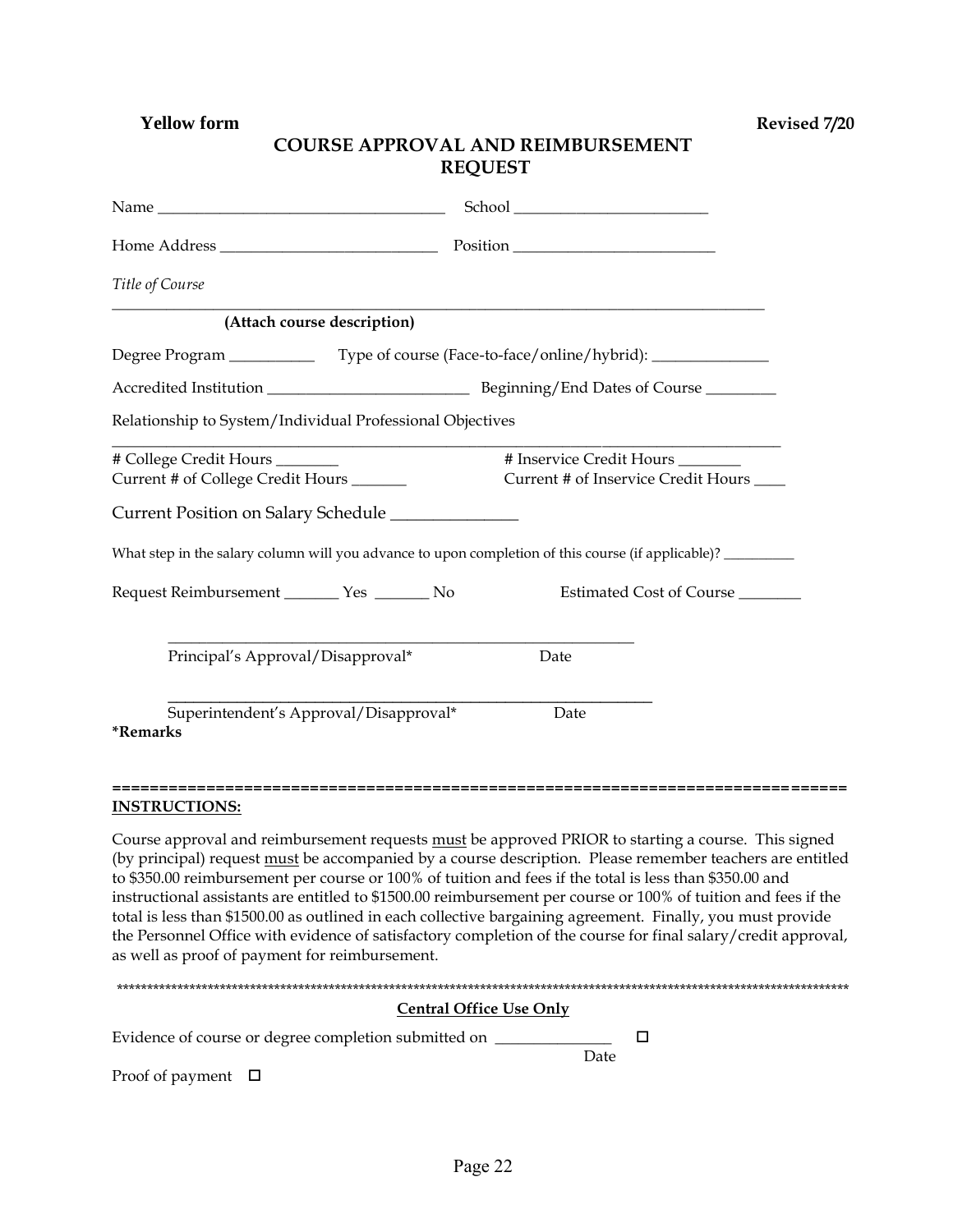**Yellow form** **Revised 7/20**

# COURSE APPROVAL AND REIMBURSEMENT REQUEST

Name ____________________________________ School _________________________

Home Address ____________________________ Position __________________________

*Title of Course*

_____________________________________________________________________________________

**(Attach course description)**

Degree Program ___________ Type of course (Face-to-face/online/hybrid): _______________

Accredited Institution __________________________ Beginning/End Dates of Course _________

Relationship to System/Individual Professional Objectives

_____________________________________________________________________________________

# College Credit Hours ________ # Inservice Credit Hours ________
Current # of College Credit Hours _______ Current # of Inservice Credit Hours ____

Current Position on Salary Schedule ________________

What step in the salary column will you advance to upon completion of this course (if applicable)? __________

Request Reimbursement _______ Yes _______ No Estimated Cost of Course ________

_____________________________________________________________
Principal's Approval/Disapproval* Date

_____________________________________________________________
Superintendent's Approval/Disapproval* Date

**\*Remarks**

=================================================================================

**INSTRUCTIONS:**

Course approval and reimbursement requests <u>must</u> be approved PRIOR to starting a course. This signed (by principal) request <u>must</u> be accompanied by a course description. Please remember teachers are entitled to $350.00 reimbursement per course or 100% of tuition and fees if the total is less than $350.00 and instructional assistants are entitled to $1500.00 reimbursement per course or 100% of tuition and fees if the total is less than $1500.00 as outlined in each collective bargaining agreement. Finally, you must provide the Personnel Office with evidence of satisfactory completion of the course for final salary/credit approval, as well as proof of payment for reimbursement.

*********************************************************************************************************

**<u>Central Office Use Only</u>**

Evidence of course or degree completion submitted on _______________ ☐
Date

Proof of payment ☐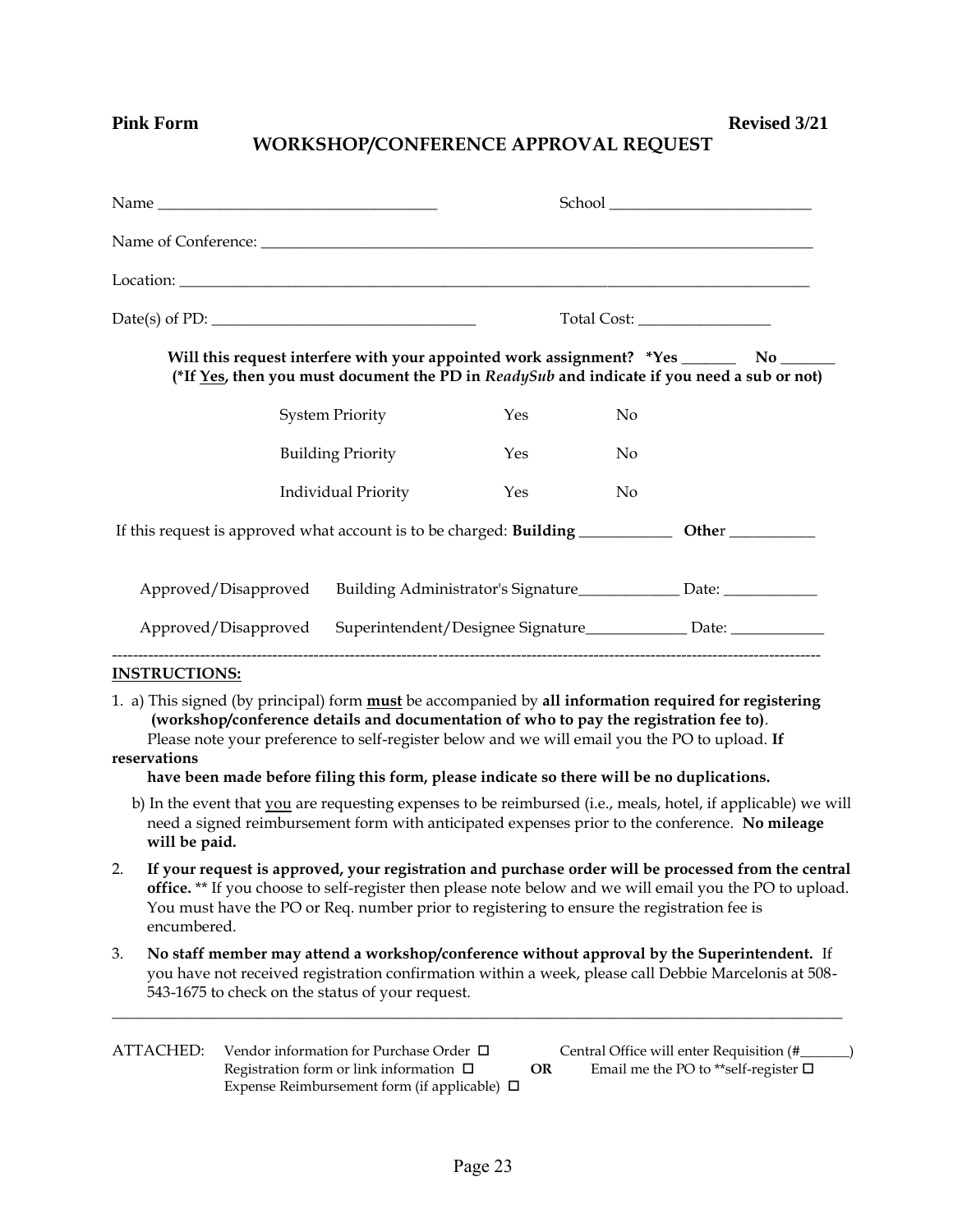**Pink Form** **Revised 3/21**

# WORKSHOP/CONFERENCE APPROVAL REQUEST

Name ___________________________________ School __________________________

Name of Conference: ___________________________________________________________________________

Location: ____________________________________________________________________________________

Date(s) of PD: __________________________________ Total Cost: _________________

**Will this request interfere with your appointed work assignment? \*Yes _______ No _______**
**(\*If Yes, then you must document the PD in *ReadySub* and indicate if you need a sub or not)**

| | | |
|---|---|---|
| System Priority | Yes | No |
| Building Priority | Yes | No |
| Individual Priority | Yes | No |

If this request is approved what account is to be charged: **Building** ____________ **Other** ___________

Approved/Disapproved Building Administrator's Signature_____________ Date: ____________

Approved/Disapproved Superintendent/Designee Signature_____________ Date: ____________

---

**INSTRUCTIONS:**

1. a) This signed (by principal) form **must** be accompanied by **all information required for registering (workshop/conference details and documentation of who to pay the registration fee to)**. Please note your preference to self-register below and we will email you the PO to upload. **If reservations have been made before filing this form, please indicate so there will be no duplications.**

   b) In the event that you are requesting expenses to be reimbursed (i.e., meals, hotel, if applicable) we will need a signed reimbursement form with anticipated expenses prior to the conference. **No mileage will be paid.**

2. **If your request is approved, your registration and purchase order will be processed from the central office.** \*\* If you choose to self-register then please note below and we will email you the PO to upload. You must have the PO or Req. number prior to registering to ensure the registration fee is encumbered.

3. **No staff member may attend a workshop/conference without approval by the Superintendent.** If you have not received registration confirmation within a week, please call Debbie Marcelonis at 508-543-1675 to check on the status of your request.

---

ATTACHED: Vendor information for Purchase Order ☐
Registration form or link information ☐
Expense Reimbursement form (if applicable) ☐

Central Office will enter Requisition (#_______)
**OR**
Email me the PO to \*\*self-register ☐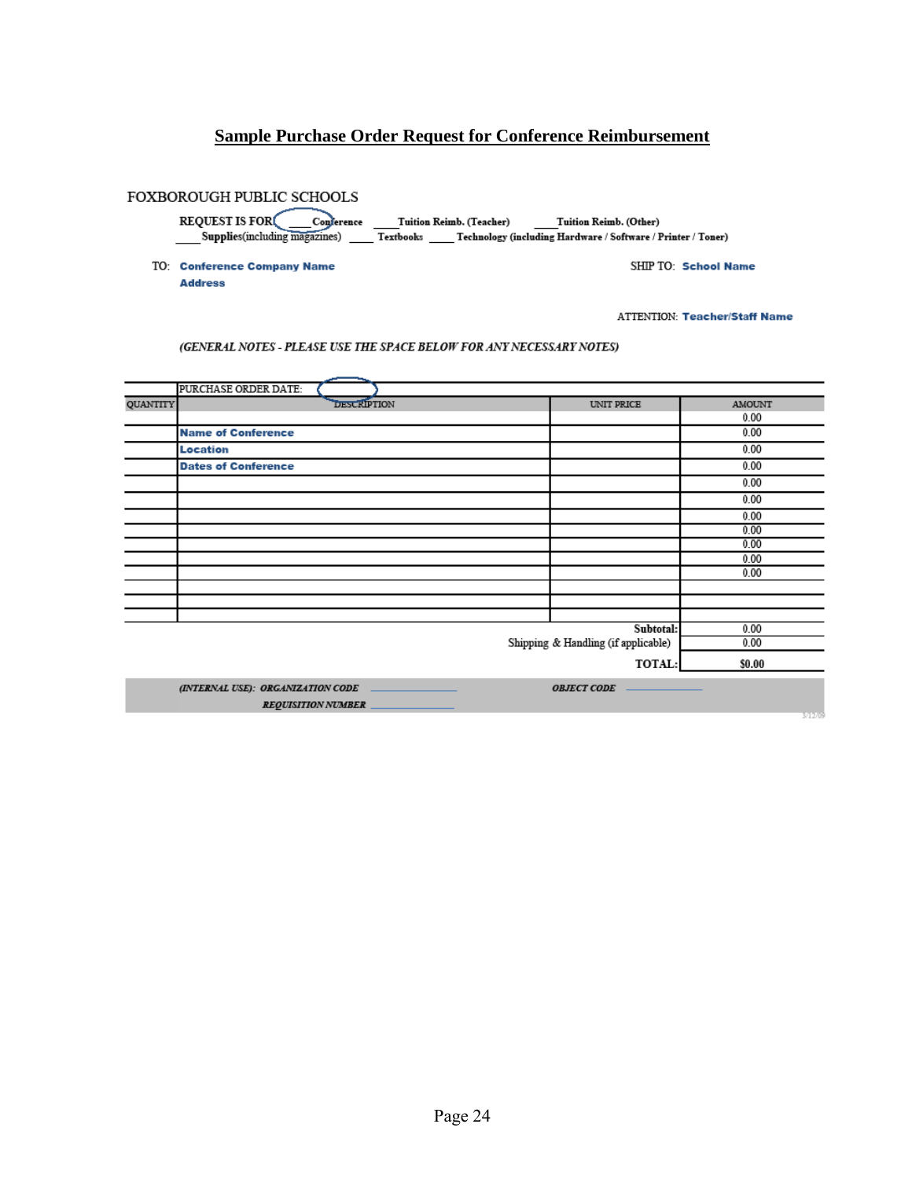# Sample Purchase Order Request for Conference Reimbursement

FOXBOROUGH PUBLIC SCHOOLS

**REQUEST IS FOR:** ____ **Conference** ____ **Tuition Reimb. (Teacher)** ____ **Tuition Reimb. (Other)**
____ **Supplies** (including magazines) ____ **Textbooks** ____ **Technology (including Hardware / Software / Printer / Toner)**

TO: **Conference Company Name**
**Address**

SHIP TO: **School Name**

ATTENTION: **Teacher/Staff Name**

*(GENERAL NOTES - PLEASE USE THE SPACE BELOW FOR ANY NECESSARY NOTES)*

| | PURCHASE ORDER DATE: | | |
|---|---|---|---|
| QUANTITY | DESCRIPTION | UNIT PRICE | AMOUNT |
| | | | 0.00 |
| | **Name of Conference** | | 0.00 |
| | **Location** | | 0.00 |
| | **Dates of Conference** | | 0.00 |
| | | | 0.00 |
| | | | 0.00 |
| | | | 0.00 |
| | | | 0.00 |
| | | | 0.00 |
| | | | 0.00 |
| | | | 0.00 |
| | | | |
| | | | |
| | | | |
| | | **Subtotal:** | 0.00 |
| | | Shipping & Handling (if applicable) | 0.00 |
| | | **TOTAL:** | **$0.00** |

***(INTERNAL USE): ORGANIZATION CODE*** ______________ ***OBJECT CODE*** ______________

***REQUISITION NUMBER*** ______________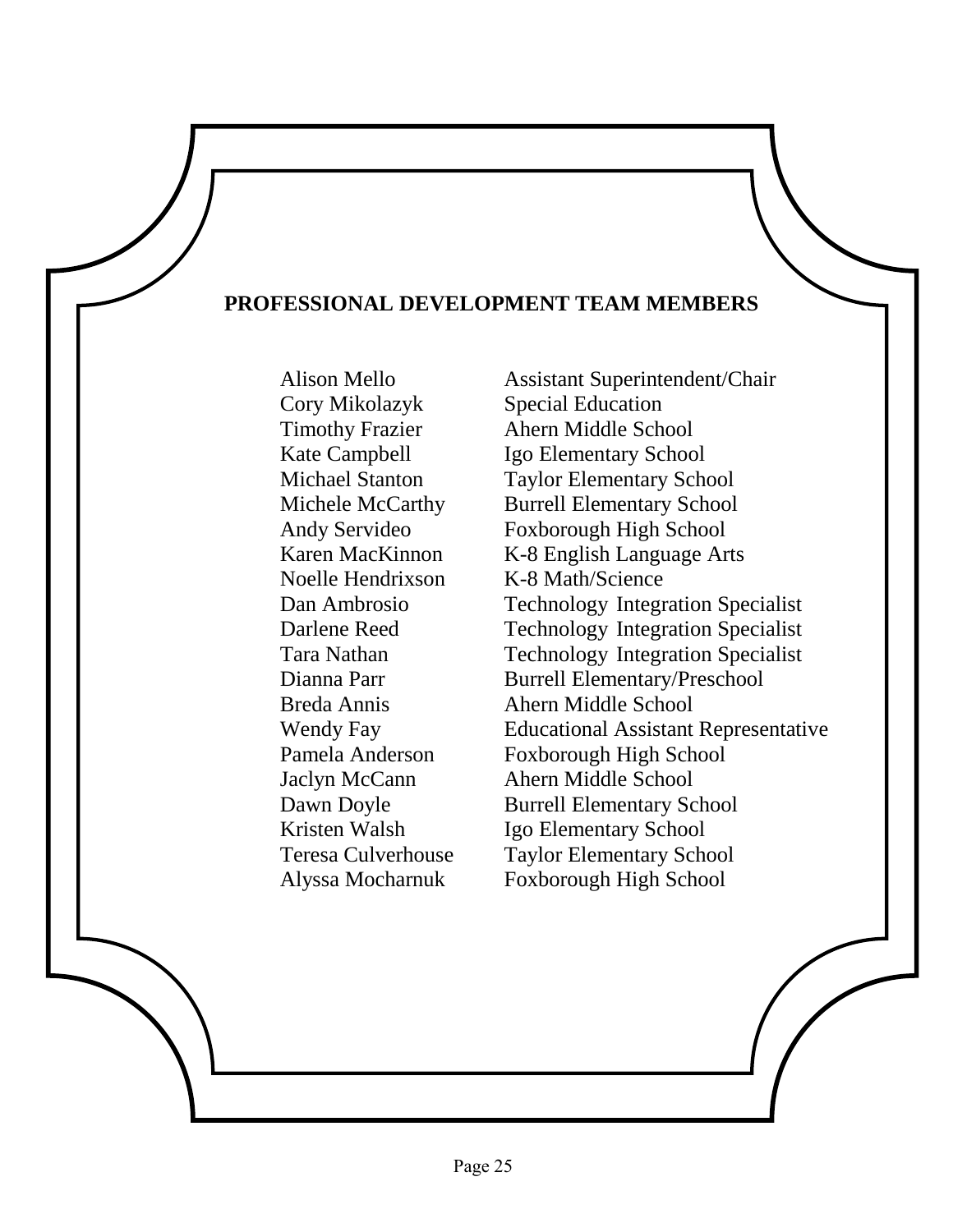## PROFESSIONAL DEVELOPMENT TEAM MEMBERS

| | |
|---|---|
| Alison Mello | Assistant Superintendent/Chair |
| Cory Mikolazyk | Special Education |
| Timothy Frazier | Ahern Middle School |
| Kate Campbell | Igo Elementary School |
| Michael Stanton | Taylor Elementary School |
| Michele McCarthy | Burrell Elementary School |
| Andy Servideo | Foxborough High School |
| Karen MacKinnon | K-8 English Language Arts |
| Noelle Hendrixson | K-8 Math/Science |
| Dan Ambrosio | Technology Integration Specialist |
| Darlene Reed | Technology Integration Specialist |
| Tara Nathan | Technology Integration Specialist |
| Dianna Parr | Burrell Elementary/Preschool |
| Breda Annis | Ahern Middle School |
| Wendy Fay | Educational Assistant Representative |
| Pamela Anderson | Foxborough High School |
| Jaclyn McCann | Ahern Middle School |
| Dawn Doyle | Burrell Elementary School |
| Kristen Walsh | Igo Elementary School |
| Teresa Culverhouse | Taylor Elementary School |
| Alyssa Mocharnuk | Foxborough High School |